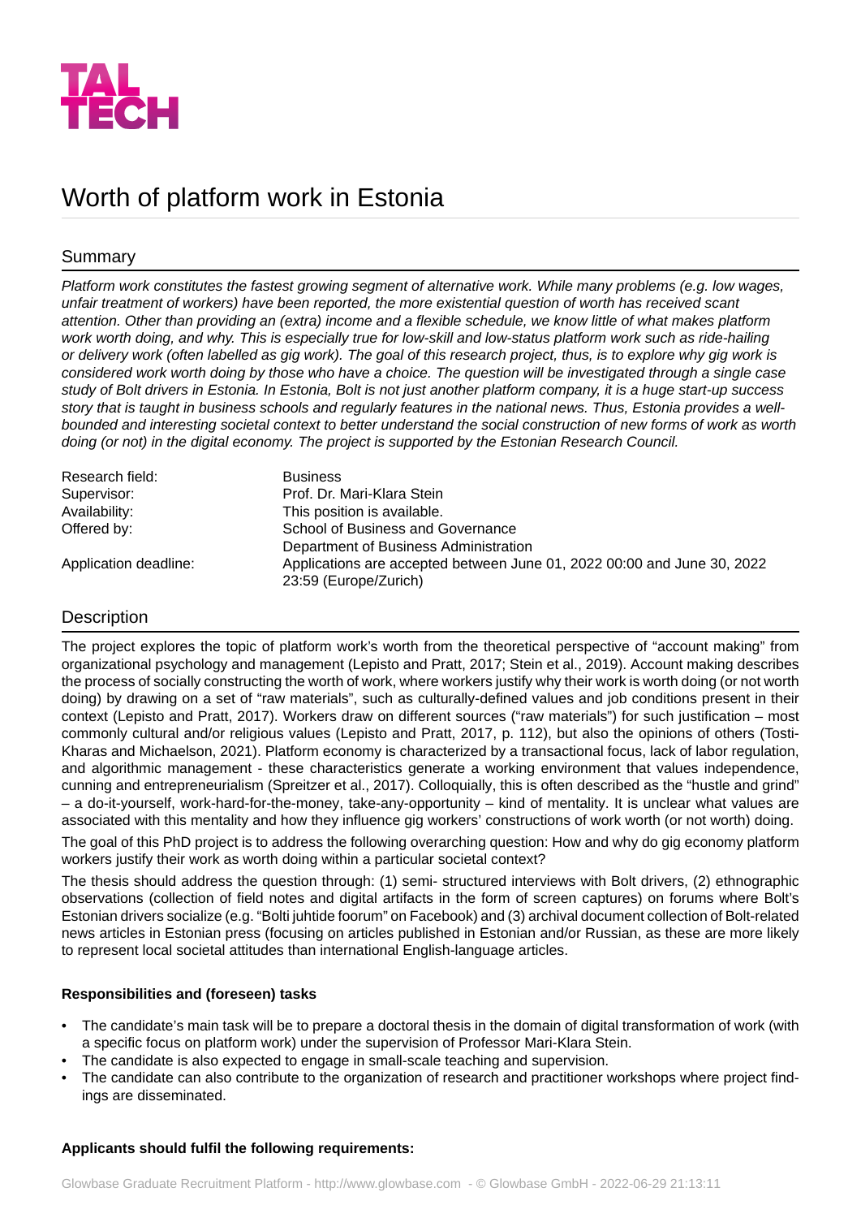TAL TECH

# Worth of platform work in Estonia

## Summary

*Platform work constitutes the fastest growing segment of alternative work. While many problems (e.g. low wages, unfair treatment of workers) have been reported, the more existential question of worth has received scant attention. Other than providing an (extra) income and a flexible schedule, we know little of what makes platform work worth doing, and why. This is especially true for low-skill and low-status platform work such as ride-hailing or delivery work (often labelled as gig work). The goal of this research project, thus, is to explore why gig work is considered work worth doing by those who have a choice. The question will be investigated through a single case study of Bolt drivers in Estonia. In Estonia, Bolt is not just another platform company, it is a huge start-up success story that is taught in business schools and regularly features in the national news. Thus, Estonia provides a well-bounded and interesting societal context to better understand the social construction of new forms of work as worth doing (or not) in the digital economy. The project is supported by the Estonian Research Council.*

| | |
|---|---|
| Research field: | Business |
| Supervisor: | Prof. Dr. Mari-Klara Stein |
| Availability: | This position is available. |
| Offered by: | School of Business and Governance<br>Department of Business Administration |
| Application deadline: | Applications are accepted between June 01, 2022 00:00 and June 30, 2022 23:59 (Europe/Zurich) |

## Description

The project explores the topic of platform work's worth from the theoretical perspective of "account making" from organizational psychology and management (Lepisto and Pratt, 2017; Stein et al., 2019). Account making describes the process of socially constructing the worth of work, where workers justify why their work is worth doing (or not worth doing) by drawing on a set of "raw materials", such as culturally-defined values and job conditions present in their context (Lepisto and Pratt, 2017). Workers draw on different sources ("raw materials") for such justification – most commonly cultural and/or religious values (Lepisto and Pratt, 2017, p. 112), but also the opinions of others (Tosti-Kharas and Michaelson, 2021). Platform economy is characterized by a transactional focus, lack of labor regulation, and algorithmic management - these characteristics generate a working environment that values independence, cunning and entrepreneurialism (Spreitzer et al., 2017). Colloquially, this is often described as the "hustle and grind" – a do-it-yourself, work-hard-for-the-money, take-any-opportunity – kind of mentality. It is unclear what values are associated with this mentality and how they influence gig workers' constructions of work worth (or not worth) doing.

The goal of this PhD project is to address the following overarching question: How and why do gig economy platform workers justify their work as worth doing within a particular societal context?

The thesis should address the question through: (1) semi- structured interviews with Bolt drivers, (2) ethnographic observations (collection of field notes and digital artifacts in the form of screen captures) on forums where Bolt's Estonian drivers socialize (e.g. "Bolti juhtide foorum" on Facebook) and (3) archival document collection of Bolt-related news articles in Estonian press (focusing on articles published in Estonian and/or Russian, as these are more likely to represent local societal attitudes than international English-language articles.

**Responsibilities and (foreseen) tasks**

- The candidate's main task will be to prepare a doctoral thesis in the domain of digital transformation of work (with a specific focus on platform work) under the supervision of Professor Mari-Klara Stein.
- The candidate is also expected to engage in small-scale teaching and supervision.
- The candidate can also contribute to the organization of research and practitioner workshops where project findings are disseminated.

**Applicants should fulfil the following requirements:**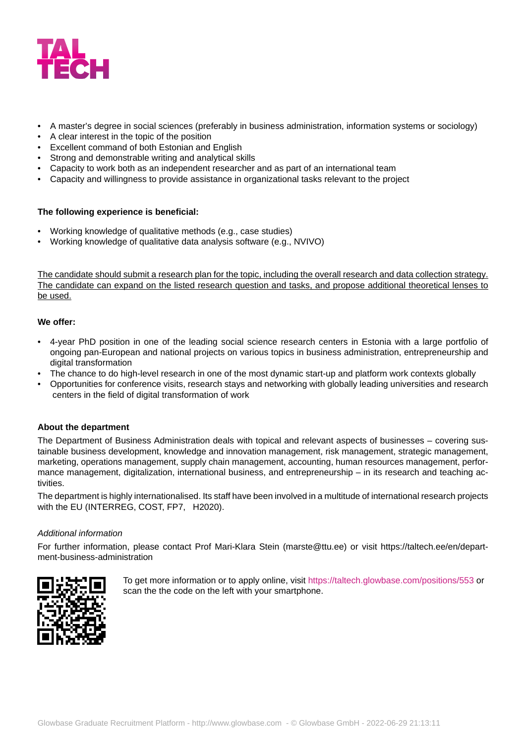- A master's degree in social sciences (preferably in business administration, information systems or sociology)
- A clear interest in the topic of the position
- Excellent command of both Estonian and English
- Strong and demonstrable writing and analytical skills
- Capacity to work both as an independent researcher and as part of an international team
- Capacity and willingness to provide assistance in organizational tasks relevant to the project

**The following experience is beneficial:**

- Working knowledge of qualitative methods (e.g., case studies)
- Working knowledge of qualitative data analysis software (e.g., NVIVO)

<u>The candidate should submit a research plan for the topic, including the overall research and data collection strategy. The candidate can expand on the listed research question and tasks, and propose additional theoretical lenses to be used.</u>

**We offer:**

- 4-year PhD position in one of the leading social science research centers in Estonia with a large portfolio of ongoing pan-European and national projects on various topics in business administration, entrepreneurship and digital transformation
- The chance to do high-level research in one of the most dynamic start-up and platform work contexts globally
- Opportunities for conference visits, research stays and networking with globally leading universities and research centers in the field of digital transformation of work

**About the department**

The Department of Business Administration deals with topical and relevant aspects of businesses – covering sustainable business development, knowledge and innovation management, risk management, strategic management, marketing, operations management, supply chain management, accounting, human resources management, performance management, digitalization, international business, and entrepreneurship – in its research and teaching activities.

The department is highly internationalised. Its staff have been involved in a multitude of international research projects with the EU (INTERREG, COST, FP7, H2020).

*Additional information*

For further information, please contact Prof Mari-Klara Stein (marste@ttu.ee) or visit https://taltech.ee/en/department-business-administration

To get more information or to apply online, visit https://taltech.glowbase.com/positions/553 or scan the the code on the left with your smartphone.